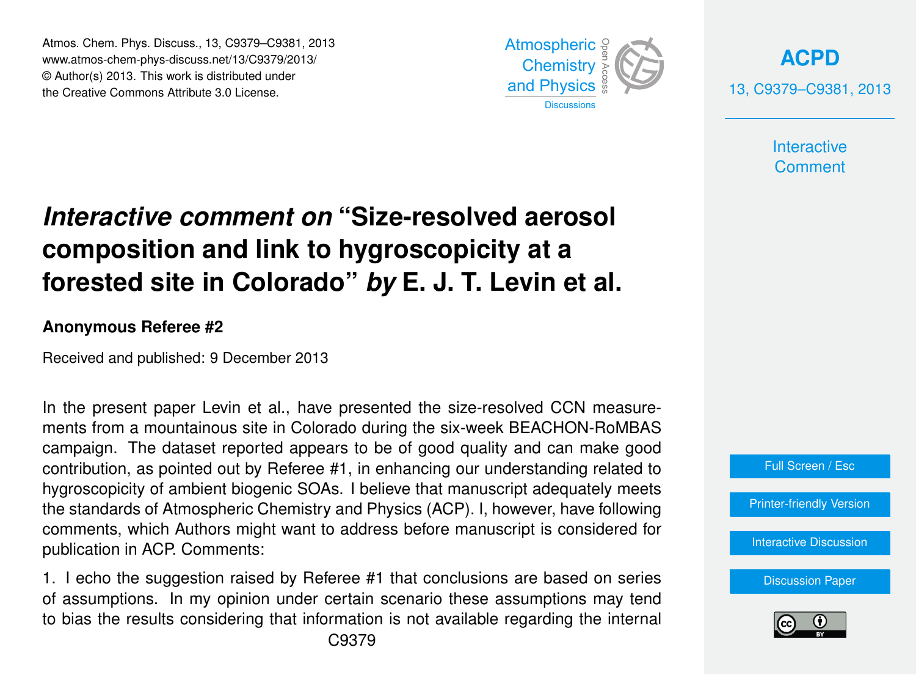# *Interactive comment on* "Size-resolved aerosol composition and link to hygroscopicity at a forested site in Colorado" *by* E. J. T. Levin et al.

**Anonymous Referee #2**

Received and published: 9 December 2013

In the present paper Levin et al., have presented the size-resolved CCN measurements from a mountainous site in Colorado during the six-week BEACHON-RoMBAS campaign. The dataset reported appears to be of good quality and can make good contribution, as pointed out by Referee #1, in enhancing our understanding related to hygroscopicity of ambient biogenic SOAs. I believe that manuscript adequately meets the standards of Atmospheric Chemistry and Physics (ACP). I, however, have following comments, which Authors might want to address before manuscript is considered for publication in ACP. Comments:

1. I echo the suggestion raised by Referee #1 that conclusions are based on series of assumptions. In my opinion under certain scenario these assumptions may tend to bias the results considering that information is not available regarding the internal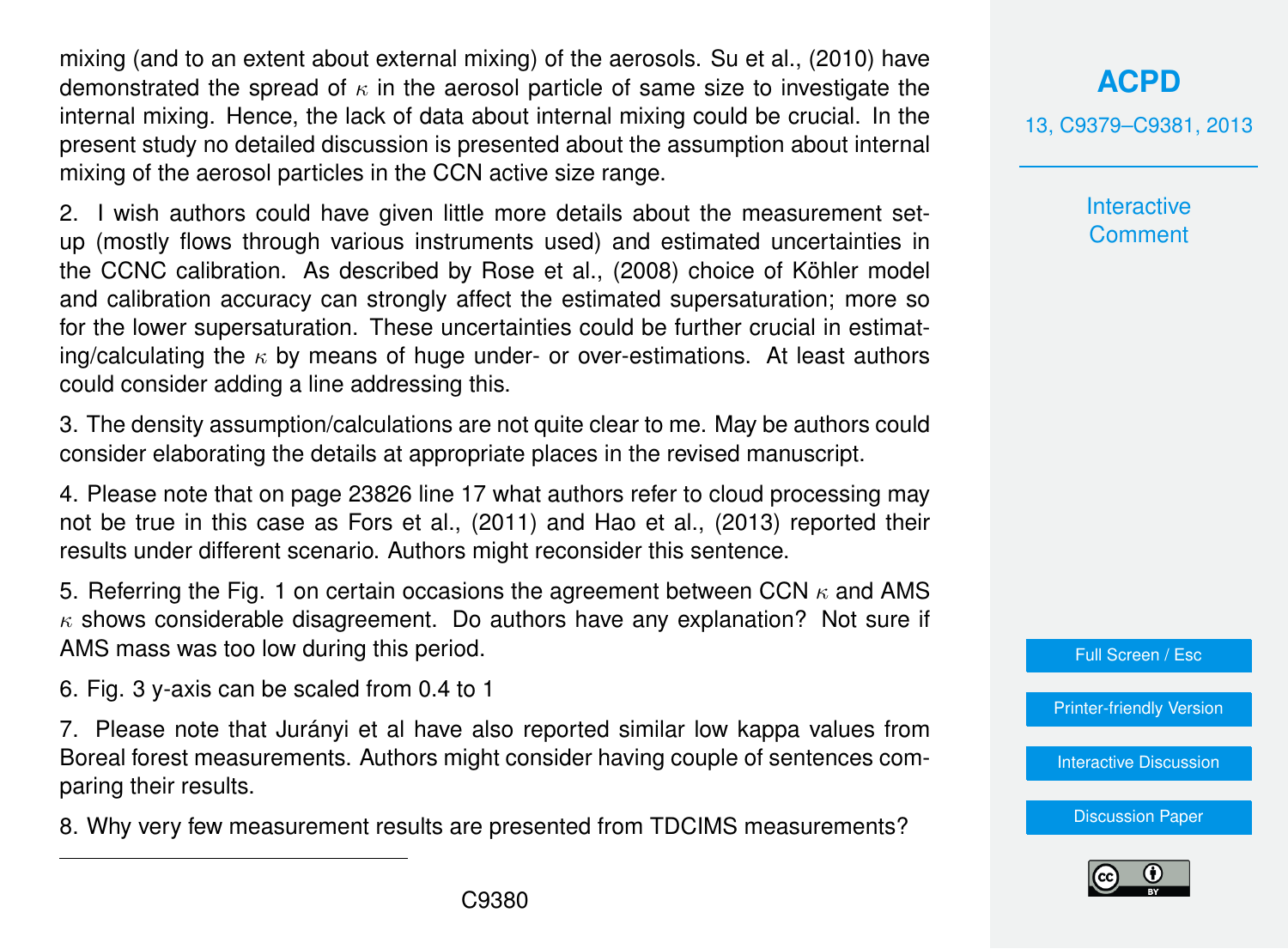mixing (and to an extent about external mixing) of the aerosols. Su et al., (2010) have demonstrated the spread of $\kappa$ in the aerosol particle of same size to investigate the internal mixing. Hence, the lack of data about internal mixing could be crucial. In the present study no detailed discussion is presented about the assumption about internal mixing of the aerosol particles in the CCN active size range.

2. I wish authors could have given little more details about the measurement set-up (mostly flows through various instruments used) and estimated uncertainties in the CCNC calibration. As described by Rose et al., (2008) choice of Köhler model and calibration accuracy can strongly affect the estimated supersaturation; more so for the lower supersaturation. These uncertainties could be further crucial in estimating/calculating the $\kappa$ by means of huge under- or over-estimations. At least authors could consider adding a line addressing this.

3. The density assumption/calculations are not quite clear to me. May be authors could consider elaborating the details at appropriate places in the revised manuscript.

4. Please note that on page 23826 line 17 what authors refer to cloud processing may not be true in this case as Fors et al., (2011) and Hao et al., (2013) reported their results under different scenario. Authors might reconsider this sentence.

5. Referring the Fig. 1 on certain occasions the agreement between CCN $\kappa$ and AMS $\kappa$ shows considerable disagreement. Do authors have any explanation? Not sure if AMS mass was too low during this period.

6. Fig. 3 y-axis can be scaled from 0.4 to 1

7. Please note that Jurányi et al have also reported similar low kappa values from Boreal forest measurements. Authors might consider having couple of sentences comparing their results.

8. Why very few measurement results are presented from TDCIMS measurements?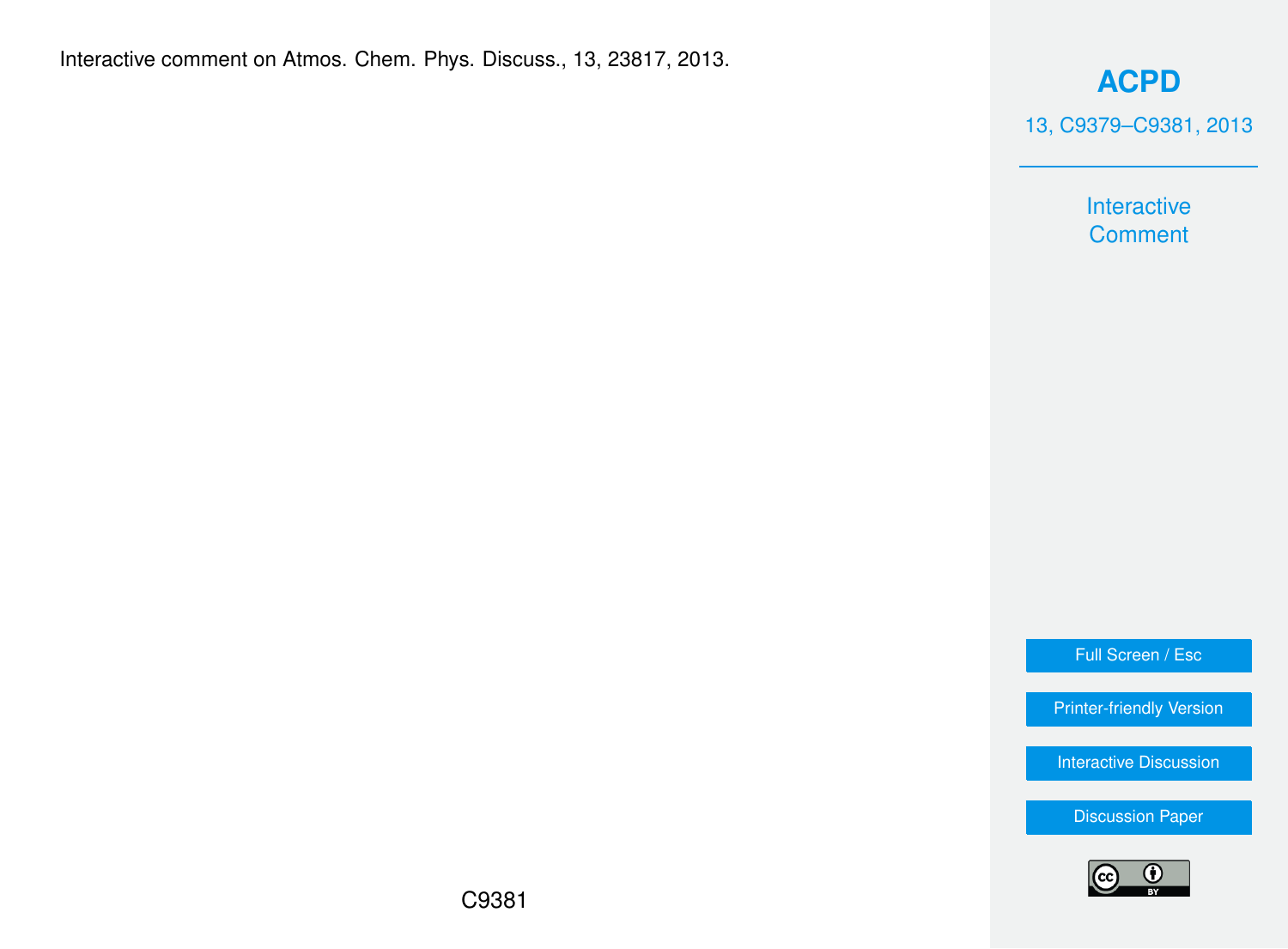Interactive comment on Atmos. Chem. Phys. Discuss., 13, 23817, 2013.